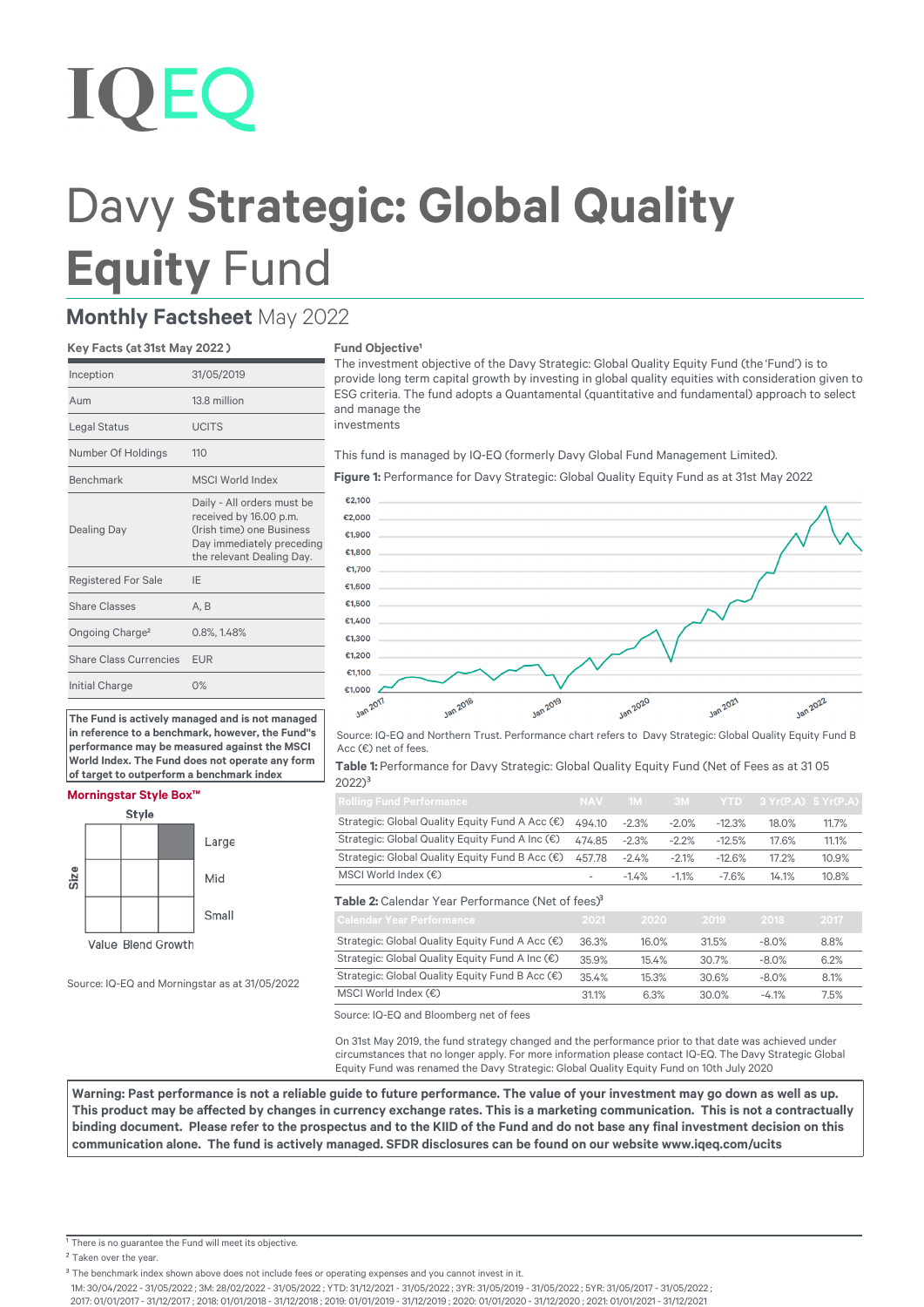# IQEQ

# Davy **Strategic: Global Quality Equity** Fund

## **Monthly Factsheet** May 2022

### Key Facts (at 31st May 2022 )

| | |
|---|---|
| Inception | 31/05/2019 |
| Aum | 13.8 million |
| Legal Status | UCITS |
| Number Of Holdings | 110 |
| Benchmark | MSCI World Index |
| Dealing Day | Daily - All orders must be received by 16.00 p.m. (Irish time) one Business Day immediately preceding the relevant Dealing Day. |
| Registered For Sale | IE |
| Share Classes | A, B |
| Ongoing Charge[2] | 0.8%, 1.48% |
| Share Class Currencies | EUR |
| Initial Charge | 0% |

**The Fund is actively managed and is not managed in reference to a benchmark, however, the Fund"s performance may be measured against the MSCI World Index. The Fund does not operate any form of target to outperform a benchmark index**

### Morningstar Style Box™

Style: Value Blend Growth; Size: Large, Mid, Small (highlighted: Large Growth)

Source: IQ-EQ and Morningstar as at 31/05/2022

### Fund Objective[1]

The investment objective of the Davy Strategic: Global Quality Equity Fund (the 'Fund') is to provide long term capital growth by investing in global quality equities with consideration given to ESG criteria. The fund adopts a Quantamental (quantitative and fundamental) approach to select and manage the investments

This fund is managed by IQ-EQ (formerly Davy Global Fund Management Limited).

**Figure 1:** Performance for Davy Strategic: Global Quality Equity Fund as at 31st May 2022

Source: IQ-EQ and Northern Trust. Performance chart refers to Davy Strategic: Global Quality Equity Fund B Acc (€) net of fees.

**Table 1:** Performance for Davy Strategic: Global Quality Equity Fund (Net of Fees as at 31 05 2022)[3]

| Rolling Fund Performance | NAV | 1M | 3M | YTD | 3 Yr(P.A) | 5 Yr(P.A) |
|---|---|---|---|---|---|---|
| Strategic: Global Quality Equity Fund A Acc (€) | 494.10 | -2.3% | -2.0% | -12.3% | 18.0% | 11.7% |
| Strategic: Global Quality Equity Fund A Inc (€) | 474.85 | -2.3% | -2.2% | -12.5% | 17.6% | 11.1% |
| Strategic: Global Quality Equity Fund B Acc (€) | 457.78 | -2.4% | -2.1% | -12.6% | 17.2% | 10.9% |
| MSCI World Index (€) | - | -1.4% | -1.1% | -7.6% | 14.1% | 10.8% |

**Table 2:** Calendar Year Performance (Net of fees)[3]

| Calendar Year Performance | 2021 | 2020 | 2019 | 2018 | 2017 |
|---|---|---|---|---|---|
| Strategic: Global Quality Equity Fund A Acc (€) | 36.3% | 16.0% | 31.5% | -8.0% | 8.8% |
| Strategic: Global Quality Equity Fund A Inc (€) | 35.9% | 15.4% | 30.7% | -8.0% | 6.2% |
| Strategic: Global Quality Equity Fund B Acc (€) | 35.4% | 15.3% | 30.6% | -8.0% | 8.1% |
| MSCI World Index (€) | 31.1% | 6.3% | 30.0% | -4.1% | 7.5% |

Source: IQ-EQ and Bloomberg net of fees

On 31st May 2019, the fund strategy changed and the performance prior to that date was achieved under circumstances that no longer apply. For more information please contact IQ-EQ. The Davy Strategic Global Equity Fund was renamed the Davy Strategic: Global Quality Equity Fund on 10th July 2020

**Warning: Past performance is not a reliable guide to future performance. The value of your investment may go down as well as up. This product may be affected by changes in currency exchange rates. This is a marketing communication. This is not a contractually binding document. Please refer to the prospectus and to the KIID of the Fund and do not base any final investment decision on this communication alone. The fund is actively managed. SFDR disclosures can be found on our website www.iqeq.com/ucits**

[1] There is no guarantee the Fund will meet its objective.

[2] Taken over the year.

[3] The benchmark index shown above does not include fees or operating expenses and you cannot invest in it.
1M: 30/04/2022 - 31/05/2022 ; 3M: 28/02/2022 - 31/05/2022 ; YTD: 31/12/2021 - 31/05/2022 ; 3YR: 31/05/2019 - 31/05/2022 ; 5YR: 31/05/2017 - 31/05/2022 ;
2017: 01/01/2017 - 31/12/2017 ; 2018: 01/01/2018 - 31/12/2018 ; 2019: 01/01/2019 - 31/12/2019 ; 2020: 01/01/2020 - 31/12/2020 ; 2021: 01/01/2021 - 31/12/2021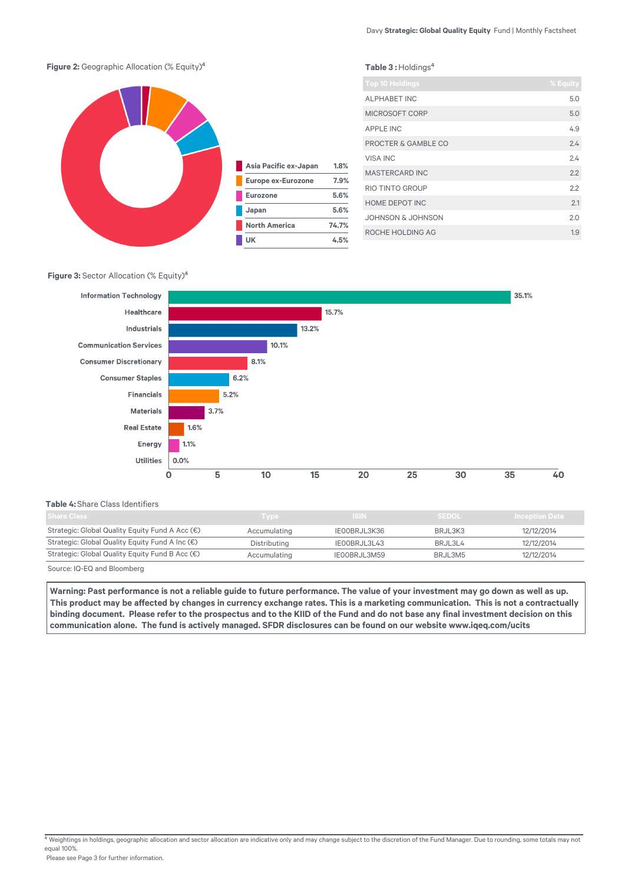**Figure 2:** Geographic Allocation (% Equity)[4]

| Region | % |
|---|---|
| Asia Pacific ex-Japan | 1.8% |
| Europe ex-Eurozone | 7.9% |
| Eurozone | 5.6% |
| Japan | 5.6% |
| North America | 74.7% |
| UK | 4.5% |

**Table 3 :** Holdings[4]

| Top 10 Holdings | % Equity |
|---|---|
| ALPHABET INC | 5.0 |
| MICROSOFT CORP | 5.0 |
| APPLE INC | 4.9 |
| PROCTER & GAMBLE CO | 2.4 |
| VISA INC | 2.4 |
| MASTERCARD INC | 2.2 |
| RIO TINTO GROUP | 2.2 |
| HOME DEPOT INC | 2.1 |
| JOHNSON & JOHNSON | 2.0 |
| ROCHE HOLDING AG | 1.9 |

**Figure 3:** Sector Allocation (% Equity)[4]

| Sector | % |
|---|---|
| Information Technology | 35.1% |
| Healthcare | 15.7% |
| Industrials | 13.2% |
| Communication Services | 10.1% |
| Consumer Discretionary | 8.1% |
| Consumer Staples | 6.2% |
| Financials | 5.2% |
| Materials | 3.7% |
| Real Estate | 1.6% |
| Energy | 1.1% |
| Utilities | 0.0% |

**Table 4:** Share Class Identifiers

| Share Class | Type | ISIN | SEDOL | Inception Date |
|---|---|---|---|---|
| Strategic: Global Quality Equity Fund A Acc (€) | Accumulating | IE00BRJL3K36 | BRJL3K3 | 12/12/2014 |
| Strategic: Global Quality Equity Fund A Inc (€) | Distributing | IE00BRJL3L43 | BRJL3L4 | 12/12/2014 |
| Strategic: Global Quality Equity Fund B Acc (€) | Accumulating | IE00BRJL3M59 | BRJL3M5 | 12/12/2014 |

Source: IQ-EQ and Bloomberg

**Warning: Past performance is not a reliable guide to future performance. The value of your investment may go down as well as up. This product may be affected by changes in currency exchange rates. This is a marketing communication. This is not a contractually binding document. Please refer to the prospectus and to the KIID of the Fund and do not base any final investment decision on this communication alone. The fund is actively managed. SFDR disclosures can be found on our website www.iqeq.com/ucits**

[4] Weightings in holdings, geographic allocation and sector allocation are indicative only and may change subject to the discretion of the Fund Manager. Due to rounding, some totals may not equal 100%.
Please see Page 3 for further information.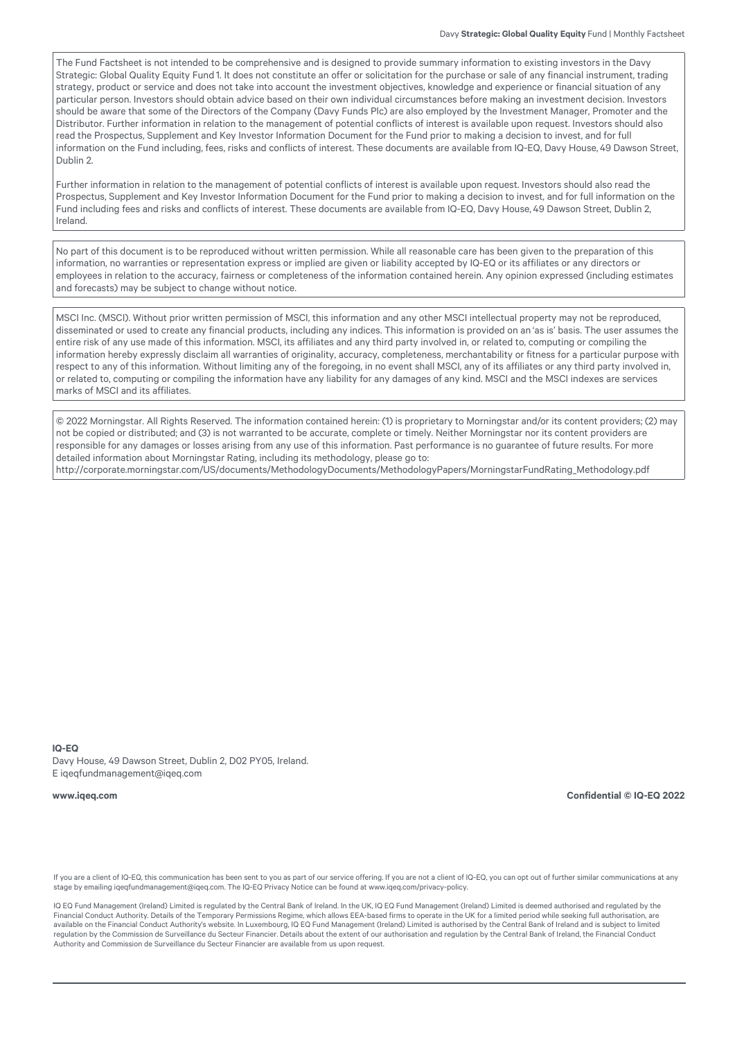The Fund Factsheet is not intended to be comprehensive and is designed to provide summary information to existing investors in the Davy Strategic: Global Quality Equity Fund 1. It does not constitute an offer or solicitation for the purchase or sale of any financial instrument, trading strategy, product or service and does not take into account the investment objectives, knowledge and experience or financial situation of any particular person. Investors should obtain advice based on their own individual circumstances before making an investment decision. Investors should be aware that some of the Directors of the Company (Davy Funds Plc) are also employed by the Investment Manager, Promoter and the Distributor. Further information in relation to the management of potential conflicts of interest is available upon request. Investors should also read the Prospectus, Supplement and Key Investor Information Document for the Fund prior to making a decision to invest, and for full information on the Fund including, fees, risks and conflicts of interest. These documents are available from IQ-EQ, Davy House, 49 Dawson Street, Dublin 2.

Further information in relation to the management of potential conflicts of interest is available upon request. Investors should also read the Prospectus, Supplement and Key Investor Information Document for the Fund prior to making a decision to invest, and for full information on the Fund including fees and risks and conflicts of interest. These documents are available from IQ-EQ, Davy House, 49 Dawson Street, Dublin 2, Ireland.

No part of this document is to be reproduced without written permission. While all reasonable care has been given to the preparation of this information, no warranties or representation express or implied are given or liability accepted by IQ-EQ or its affiliates or any directors or employees in relation to the accuracy, fairness or completeness of the information contained herein. Any opinion expressed (including estimates and forecasts) may be subject to change without notice.

MSCI Inc. (MSCI). Without prior written permission of MSCI, this information and any other MSCI intellectual property may not be reproduced, disseminated or used to create any financial products, including any indices. This information is provided on an 'as is' basis. The user assumes the entire risk of any use made of this information. MSCI, its affiliates and any third party involved in, or related to, computing or compiling the information hereby expressly disclaim all warranties of originality, accuracy, completeness, merchantability or fitness for a particular purpose with respect to any of this information. Without limiting any of the foregoing, in no event shall MSCI, any of its affiliates or any third party involved in, or related to, computing or compiling the information have any liability for any damages of any kind. MSCI and the MSCI indexes are services marks of MSCI and its affiliates.

© 2022 Morningstar. All Rights Reserved. The information contained herein: (1) is proprietary to Morningstar and/or its content providers; (2) may not be copied or distributed; and (3) is not warranted to be accurate, complete or timely. Neither Morningstar nor its content providers are responsible for any damages or losses arising from any use of this information. Past performance is no guarantee of future results. For more detailed information about Morningstar Rating, including its methodology, please go to:
http://corporate.morningstar.com/US/documents/MethodologyDocuments/MethodologyPapers/MorningstarFundRating_Methodology.pdf

**IQ-EQ**
Davy House, 49 Dawson Street, Dublin 2, D02 PY05, Ireland.
E iqeqfundmanagement@iqeq.com

**www.iqeq.com**

**Confidential © IQ-EQ 2022**

If you are a client of IQ-EQ, this communication has been sent to you as part of our service offering. If you are not a client of IQ-EQ, you can opt out of further similar communications at any stage by emailing iqeqfundmanagement@iqeq.com. The IQ-EQ Privacy Notice can be found at www.iqeq.com/privacy-policy.

IQ EQ Fund Management (Ireland) Limited is regulated by the Central Bank of Ireland. In the UK, IQ EQ Fund Management (Ireland) Limited is deemed authorised and regulated by the Financial Conduct Authority. Details of the Temporary Permissions Regime, which allows EEA-based firms to operate in the UK for a limited period while seeking full authorisation, are available on the Financial Conduct Authority's website. In Luxembourg, IQ EQ Fund Management (Ireland) Limited is authorised by the Central Bank of Ireland and is subject to limited regulation by the Commission de Surveillance du Secteur Financier. Details about the extent of our authorisation and regulation by the Central Bank of Ireland, the Financial Conduct Authority and Commission de Surveillance du Secteur Financier are available from us upon request.